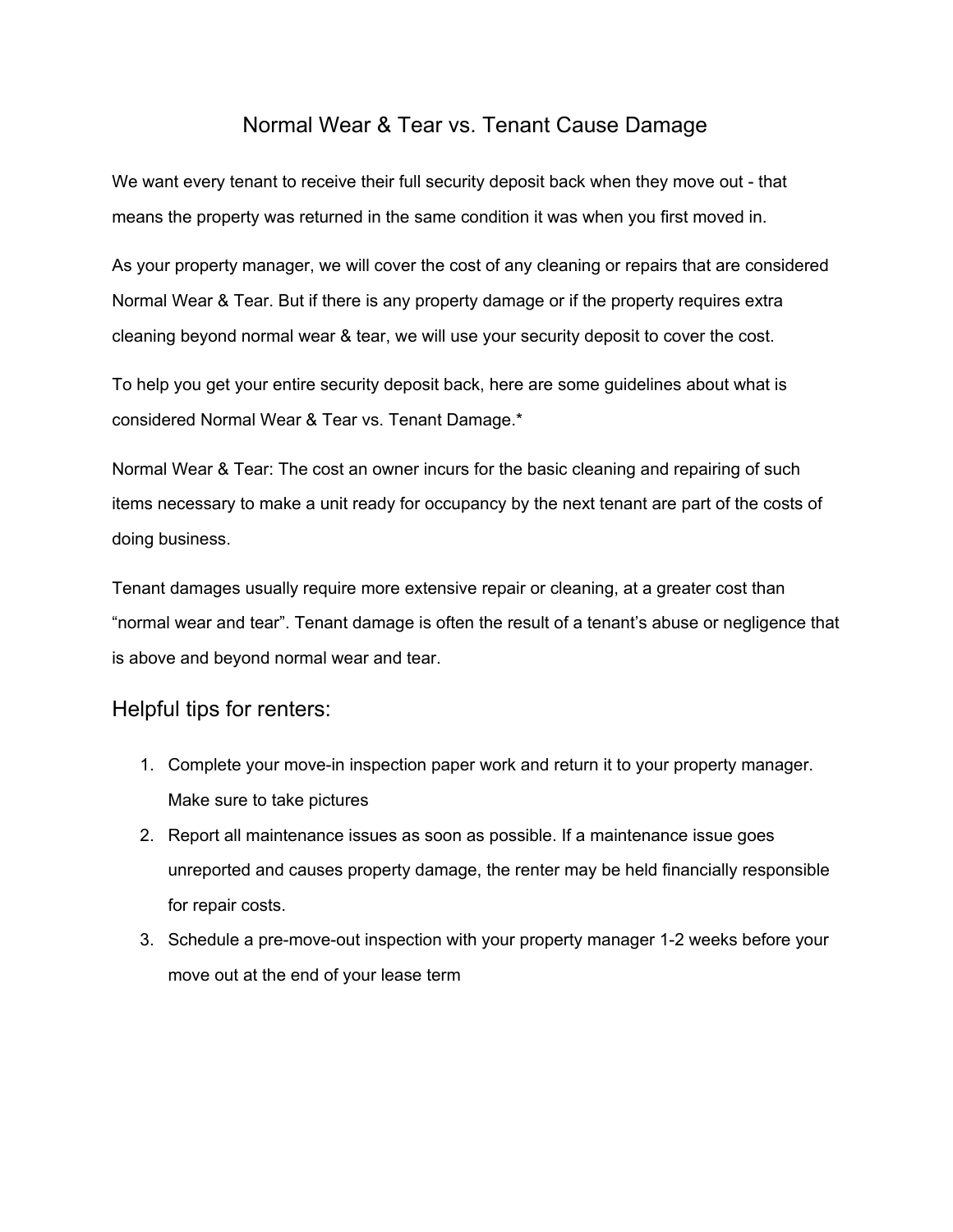# Normal Wear & Tear vs. Tenant Cause Damage

We want every tenant to receive their full security deposit back when they move out - that means the property was returned in the same condition it was when you first moved in.

As your property manager, we will cover the cost of any cleaning or repairs that are considered Normal Wear & Tear. But if there is any property damage or if the property requires extra cleaning beyond normal wear & tear, we will use your security deposit to cover the cost.

To help you get your entire security deposit back, here are some guidelines about what is considered Normal Wear & Tear vs. Tenant Damage.*

Normal Wear & Tear: The cost an owner incurs for the basic cleaning and repairing of such items necessary to make a unit ready for occupancy by the next tenant are part of the costs of doing business.

Tenant damages usually require more extensive repair or cleaning, at a greater cost than "normal wear and tear". Tenant damage is often the result of a tenant's abuse or negligence that is above and beyond normal wear and tear.

## Helpful tips for renters:

1. Complete your move-in inspection paper work and return it to your property manager. Make sure to take pictures
2. Report all maintenance issues as soon as possible. If a maintenance issue goes unreported and causes property damage, the renter may be held financially responsible for repair costs.
3. Schedule a pre-move-out inspection with your property manager 1-2 weeks before your move out at the end of your lease term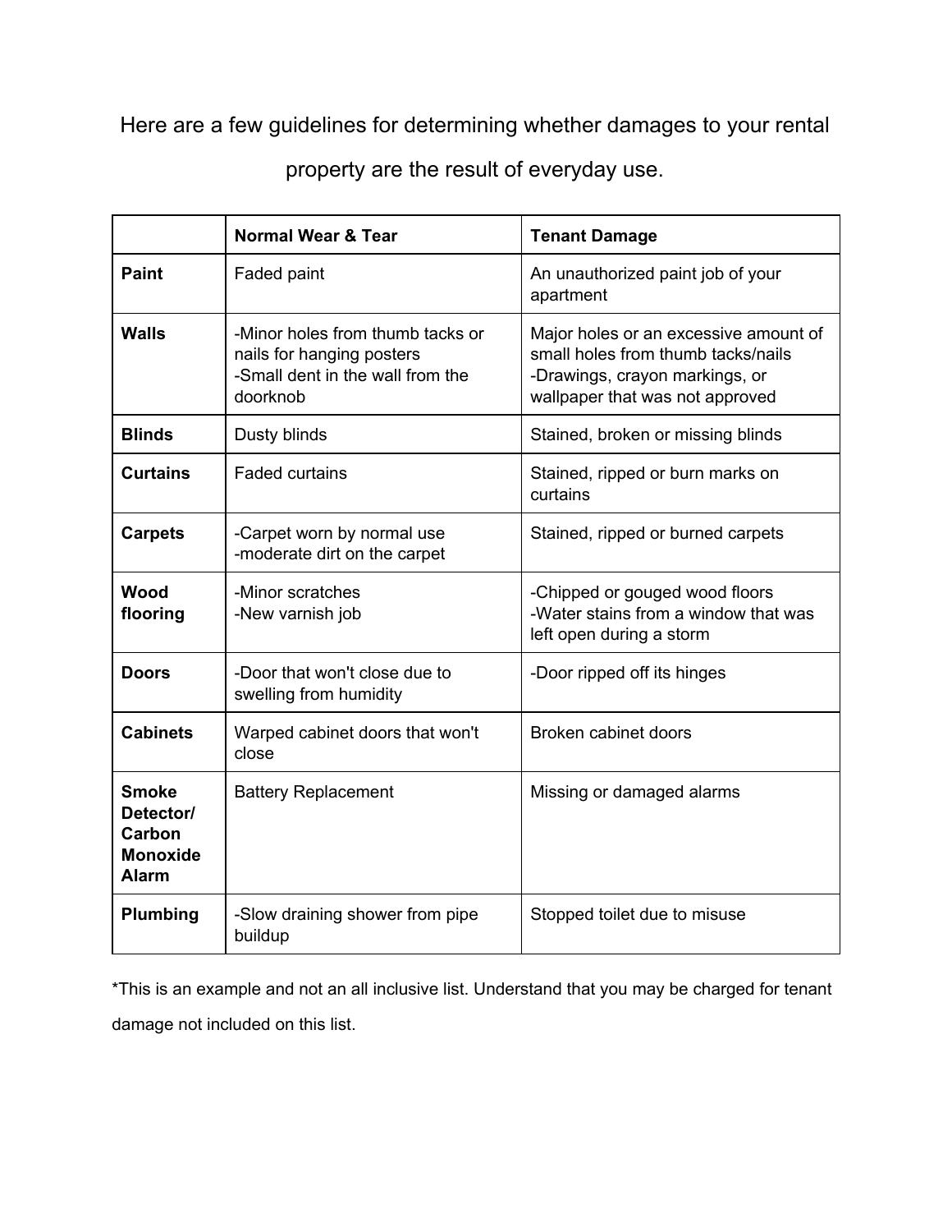Here are a few guidelines for determining whether damages to your rental property are the result of everyday use.

| | Normal Wear & Tear | Tenant Damage |
|---|---|---|
| **Paint** | Faded paint | An unauthorized paint job of your apartment |
| **Walls** | -Minor holes from thumb tacks or nails for hanging posters<br>-Small dent in the wall from the doorknob | Major holes or an excessive amount of small holes from thumb tacks/nails<br>-Drawings, crayon markings, or wallpaper that was not approved |
| **Blinds** | Dusty blinds | Stained, broken or missing blinds |
| **Curtains** | Faded curtains | Stained, ripped or burn marks on curtains |
| **Carpets** | -Carpet worn by normal use<br>-moderate dirt on the carpet | Stained, ripped or burned carpets |
| **Wood flooring** | -Minor scratches<br>-New varnish job | -Chipped or gouged wood floors<br>-Water stains from a window that was left open during a storm |
| **Doors** | -Door that won't close due to swelling from humidity | -Door ripped off its hinges |
| **Cabinets** | Warped cabinet doors that won't close | Broken cabinet doors |
| **Smoke Detector/ Carbon Monoxide Alarm** | Battery Replacement | Missing or damaged alarms |
| **Plumbing** | -Slow draining shower from pipe buildup | Stopped toilet due to misuse |

*This is an example and not an all inclusive list. Understand that you may be charged for tenant damage not included on this list.